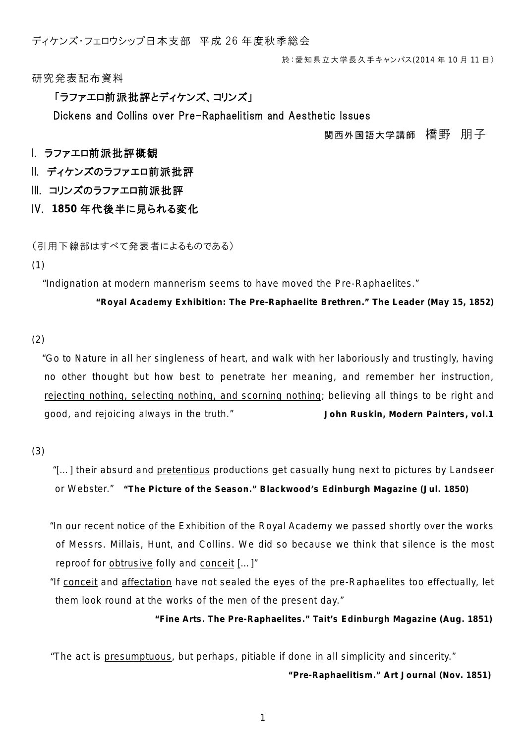ディケンズ･フェロウシップ日本支部　平成 26 年度秋季総会

於：愛知県立大学長久手キャンパス(2014 年 10 月 11 日）

研究発表配布資料

## 「ラファエロ前派批評とディケンズ、コリンズ」
## Dickens and Collins over Pre-Raphaelitism and Aesthetic Issues

関西外国語大学講師　橋野　朋子

**I. ラファエロ前派批評概観**

**II. ディケンズのラファエロ前派批評**

**III. コリンズのラファエロ前派批評**

**IV. 1850 年代後半に見られる変化**

（引用下線部はすべて発表者によるものである）

(1)

"Indignation at modern mannerism seems to have moved the Pre-Raphaelites."

**"Royal Academy Exhibition: The Pre-Raphaelite Brethren." The Leader (May 15, 1852)**

(2)

"Go to Nature in all her singleness of heart, and walk with her laboriously and trustingly, having no other thought but how best to penetrate her meaning, and remember her instruction, <u>rejecting nothing, selecting nothing, and scorning nothing</u>; believing all things to be right and good, and rejoicing always in the truth." **John Ruskin, Modern Painters, vol.1**

(3)

"[...] their absurd and <u>pretentious</u> productions get casually hung next to pictures by Landseer or Webster." **"The Picture of the Season." Blackwood's Edinburgh Magazine (Jul. 1850)**

"In our recent notice of the Exhibition of the Royal Academy we passed shortly over the works of Messrs. Millais, Hunt, and Collins. We did so because we think that silence is the most reproof for <u>obtrusive</u> folly and <u>conceit</u> [...]"

"If <u>conceit</u> and <u>affectation</u> have not sealed the eyes of the pre-Raphaelites too effectually, let them look round at the works of the men of the present day."

**"Fine Arts. The Pre-Raphaelites." Tait's Edinburgh Magazine (Aug. 1851)**

"The act is <u>presumptuous</u>, but perhaps, pitiable if done in all simplicity and sincerity."

**"Pre-Raphaelitism." Art Journal (Nov. 1851)**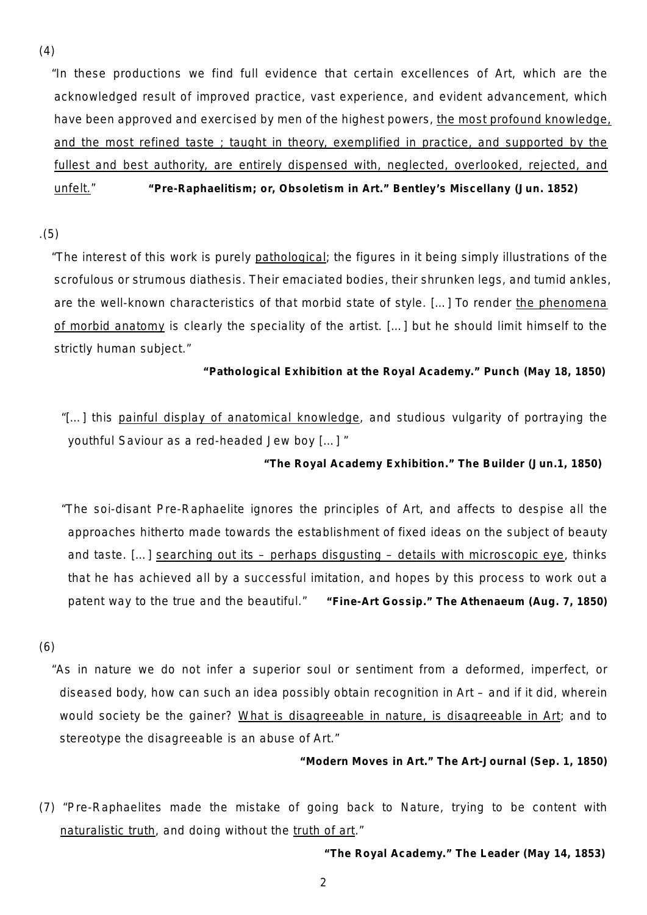(4)

"In these productions we find full evidence that certain excellences of Art, which are the acknowledged result of improved practice, vast experience, and evident advancement, which have been approved and exercised by men of the highest powers, <u>the most profound knowledge, and the most refined taste ; taught in theory, exemplified in practice, and supported by the fullest and best authority, are entirely dispensed with, neglected, overlooked, rejected, and unfelt.</u>" **"Pre-Raphaelitism; or, Obsoletism in Art." Bentley's Miscellany (Jun. 1852)**

.(5)

"The interest of this work is purely <u>pathological</u>; the figures in it being simply illustrations of the scrofulous or strumous diathesis. Their emaciated bodies, their shrunken legs, and tumid ankles, are the well-known characteristics of that morbid state of style. [...] To render <u>the phenomena of morbid anatomy</u> is clearly the speciality of the artist. [...] but he should limit himself to the strictly human subject."

**"Pathological Exhibition at the Royal Academy." Punch (May 18, 1850)**

"[...] this <u>painful display of anatomical knowledge</u>, and studious vulgarity of portraying the youthful Saviour as a red-headed Jew boy [...] "

**"The Royal Academy Exhibition." The Builder (Jun.1, 1850)**

"The soi-disant Pre-Raphaelite ignores the principles of Art, and affects to despise all the approaches hitherto made towards the establishment of fixed ideas on the subject of beauty and taste. [...] <u>searching out its – perhaps disgusting – details with microscopic eye</u>, thinks that he has achieved all by a successful imitation, and hopes by this process to work out a patent way to the true and the beautiful." **"Fine-Art Gossip." The Athenaeum (Aug. 7, 1850)**

(6)

"As in nature we do not infer a superior soul or sentiment from a deformed, imperfect, or diseased body, how can such an idea possibly obtain recognition in Art – and if it did, wherein would society be the gainer? <u>What is disagreeable in nature, is disagreeable in Art</u>; and to stereotype the disagreeable is an abuse of Art."

**"Modern Moves in Art." The Art-Journal (Sep. 1, 1850)**

(7) "Pre-Raphaelites made the mistake of going back to Nature, trying to be content with <u>naturalistic truth</u>, and doing without the <u>truth of art</u>."

**"The Royal Academy." The Leader (May 14, 1853)**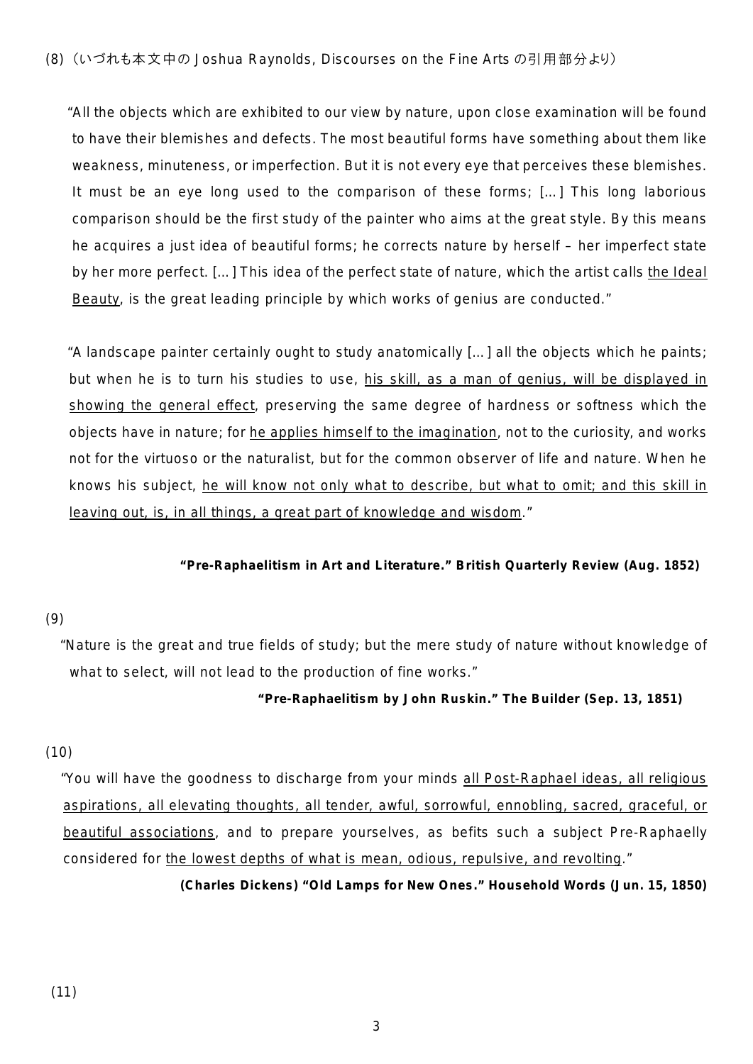(8)（いづれも本文中の Joshua Raynolds, Discourses on the Fine Arts の引用部分より）

"All the objects which are exhibited to our view by nature, upon close examination will be found to have their blemishes and defects. The most beautiful forms have something about them like weakness, minuteness, or imperfection. But it is not every eye that perceives these blemishes. It must be an eye long used to the comparison of these forms; [...] This long laborious comparison should be the first study of the painter who aims at the great style. By this means he acquires a just idea of beautiful forms; he corrects nature by herself – her imperfect state by her more perfect. [...] This idea of the perfect state of nature, which the artist calls <u>the Ideal Beauty</u>, is the great leading principle by which works of genius are conducted."

"A landscape painter certainly ought to study anatomically [...] all the objects which he paints; but when he is to turn his studies to use, <u>his skill, as a man of genius, will be displayed in showing the general effect</u>, preserving the same degree of hardness or softness which the objects have in nature; for <u>he applies himself to the imagination</u>, not to the curiosity, and works not for the virtuoso or the naturalist, but for the common observer of life and nature. When he knows his subject, <u>he will know not only what to describe, but what to omit; and this skill in leaving out, is, in all things, a great part of knowledge and wisdom</u>."

**"Pre-Raphaelitism in Art and Literature." British Quarterly Review (Aug. 1852)**

(9)

"Nature is the great and true fields of study; but the mere study of nature without knowledge of what to select, will not lead to the production of fine works."

**"Pre-Raphaelitism by John Ruskin." The Builder (Sep. 13, 1851)**

(10)

"You will have the goodness to discharge from your minds <u>all Post-Raphael ideas, all religious aspirations, all elevating thoughts, all tender, awful, sorrowful, ennobling, sacred, graceful, or beautiful associations</u>, and to prepare yourselves, as befits such a subject Pre-Raphaelly considered for <u>the lowest depths of what is mean, odious, repulsive, and revolting</u>."

**(Charles Dickens) "Old Lamps for New Ones." Household Words (Jun. 15, 1850)**

(11)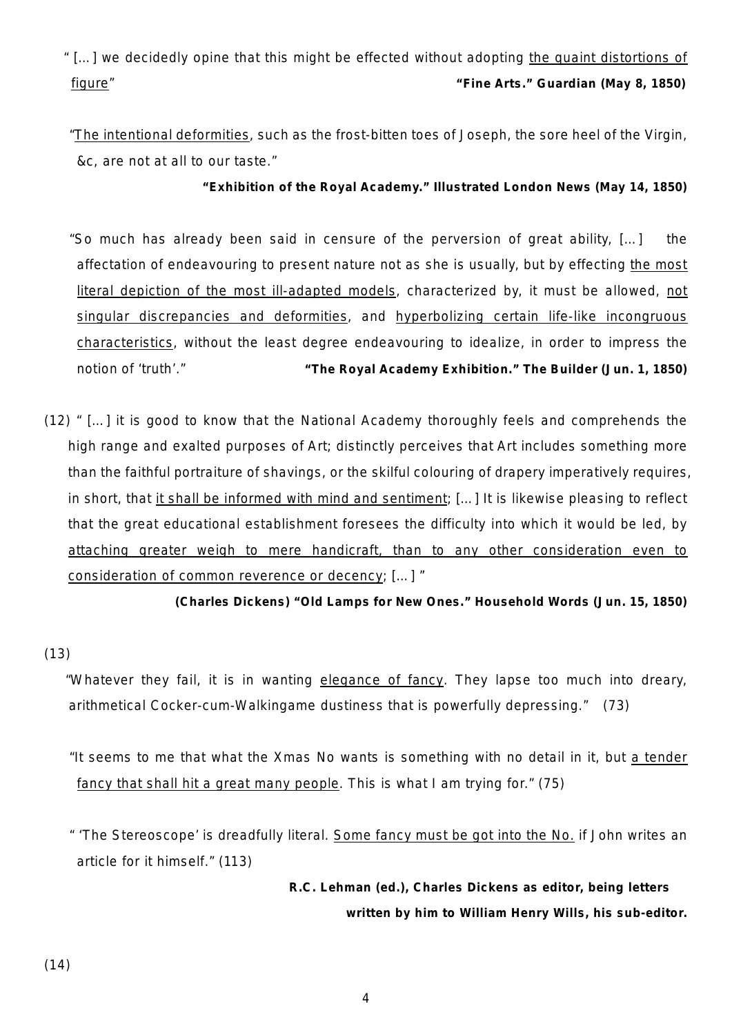" [...] we decidedly opine that this might be effected without adopting <u>the quaint distortions of figure</u>" **"Fine Arts." Guardian (May 8, 1850)**

"<u>The intentional deformities</u>, such as the frost-bitten toes of Joseph, the sore heel of the Virgin, &c, are not at all to our taste."

**"Exhibition of the Royal Academy." Illustrated London News (May 14, 1850)**

"So much has already been said in censure of the perversion of great ability, [...] the affectation of endeavouring to present nature not as she is usually, but by effecting <u>the most literal depiction of the most ill-adapted models</u>, characterized by, it must be allowed, <u>not singular discrepancies and deformities</u>, and <u>hyperbolizing certain life-like incongruous characteristics</u>, without the least degree endeavouring to idealize, in order to impress the notion of 'truth'." **"The Royal Academy Exhibition." The Builder (Jun. 1, 1850)**

(12) " [...] it is good to know that the National Academy thoroughly feels and comprehends the high range and exalted purposes of Art; distinctly perceives that Art includes something more than the faithful portraiture of shavings, or the skilful colouring of drapery imperatively requires, in short, that <u>it shall be informed with mind and sentiment</u>; [...] It is likewise pleasing to reflect that the great educational establishment foresees the difficulty into which it would be led, by <u>attaching greater weigh to mere handicraft, than to any other consideration even to consideration of common reverence or decency</u>; [...] "

**(Charles Dickens) "Old Lamps for New Ones." Household Words (Jun. 15, 1850)**

(13)

"Whatever they fail, it is in wanting <u>elegance of fancy</u>. They lapse too much into dreary, arithmetical Cocker-cum-Walkingame dustiness that is powerfully depressing." (73)

"It seems to me that what the Xmas No wants is something with no detail in it, but <u>a tender fancy that shall hit a great many people</u>. This is what I am trying for." (75)

" 'The Stereoscope' is dreadfully literal. <u>Some fancy must be got into the No.</u> if John writes an article for it himself." (113)

**R.C. Lehman (ed.), Charles Dickens as editor, being letters written by him to William Henry Wills, his sub-editor.**

(14)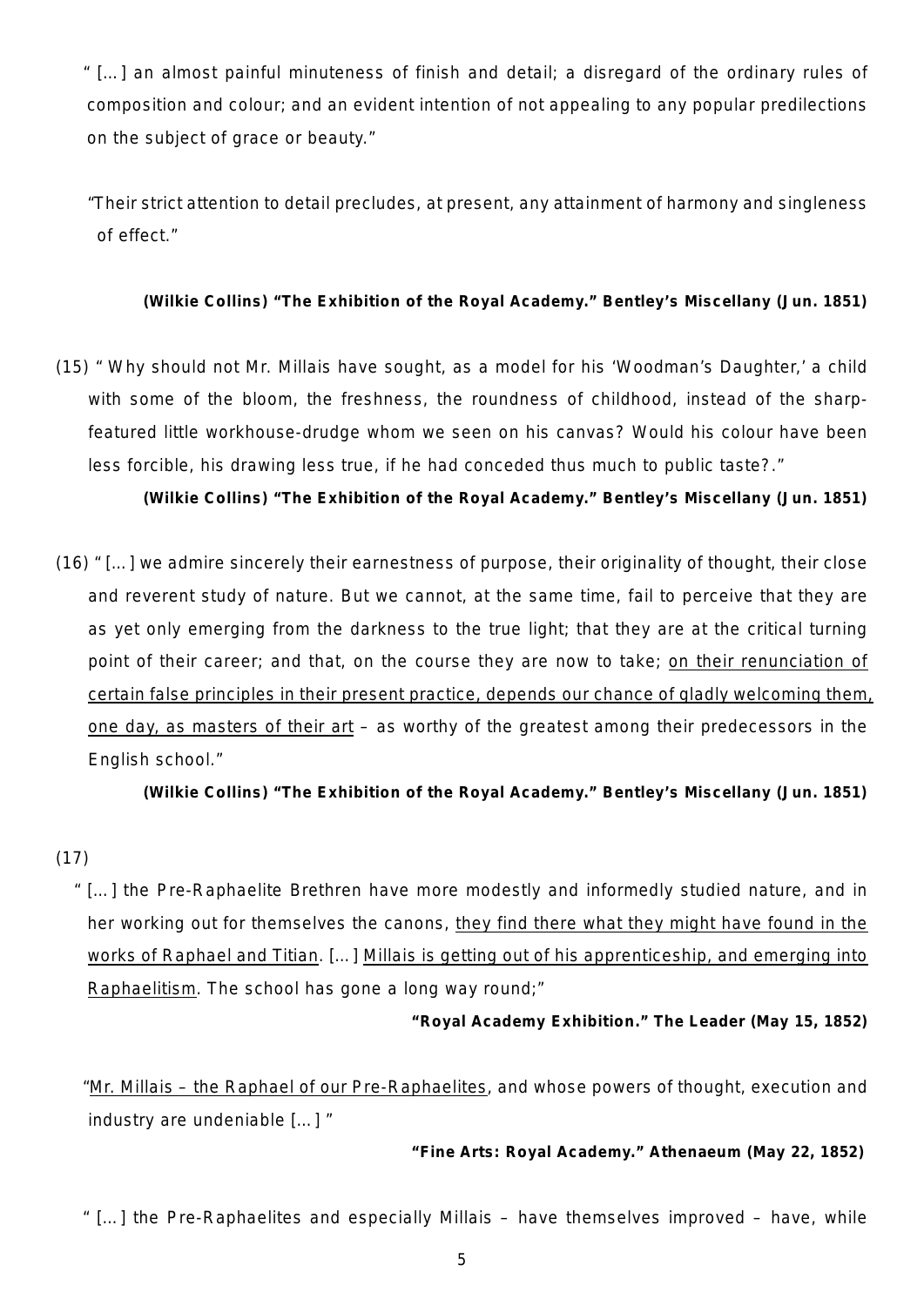" [...] an almost painful minuteness of finish and detail; a disregard of the ordinary rules of composition and colour; and an evident intention of not appealing to any popular predilections on the subject of grace or beauty."

"Their strict attention to detail precludes, at present, any attainment of harmony and singleness of effect."

**(Wilkie Collins) "The Exhibition of the Royal Academy." Bentley's Miscellany (Jun. 1851)**

(15) " Why should not Mr. Millais have sought, as a model for his 'Woodman's Daughter,' a child with some of the bloom, the freshness, the roundness of childhood, instead of the sharp-featured little workhouse-drudge whom we seen on his canvas? Would his colour have been less forcible, his drawing less true, if he had conceded thus much to public taste?."

**(Wilkie Collins) "The Exhibition of the Royal Academy." Bentley's Miscellany (Jun. 1851)**

(16) " [...] we admire sincerely their earnestness of purpose, their originality of thought, their close and reverent study of nature. But we cannot, at the same time, fail to perceive that they are as yet only emerging from the darkness to the true light; that they are at the critical turning point of their career; and that, on the course they are now to take; <u>on their renunciation of certain false principles in their present practice, depends our chance of gladly welcoming them, one day, as masters of their art</u> – as worthy of the greatest among their predecessors in the English school."

**(Wilkie Collins) "The Exhibition of the Royal Academy." Bentley's Miscellany (Jun. 1851)**

(17)

" [...] the Pre-Raphaelite Brethren have more modestly and informedly studied nature, and in her working out for themselves the canons, <u>they find there what they might have found in the works of Raphael and Titian</u>. [...] <u>Millais is getting out of his apprenticeship, and emerging into Raphaelitism</u>. The school has gone a long way round;"

**"Royal Academy Exhibition." The Leader (May 15, 1852)**

"<u>Mr. Millais – the Raphael of our Pre-Raphaelites</u>, and whose powers of thought, execution and industry are undeniable [...] "

**"Fine Arts: Royal Academy." Athenaeum (May 22, 1852)**

" [...] the Pre-Raphaelites and especially Millais – have themselves improved – have, while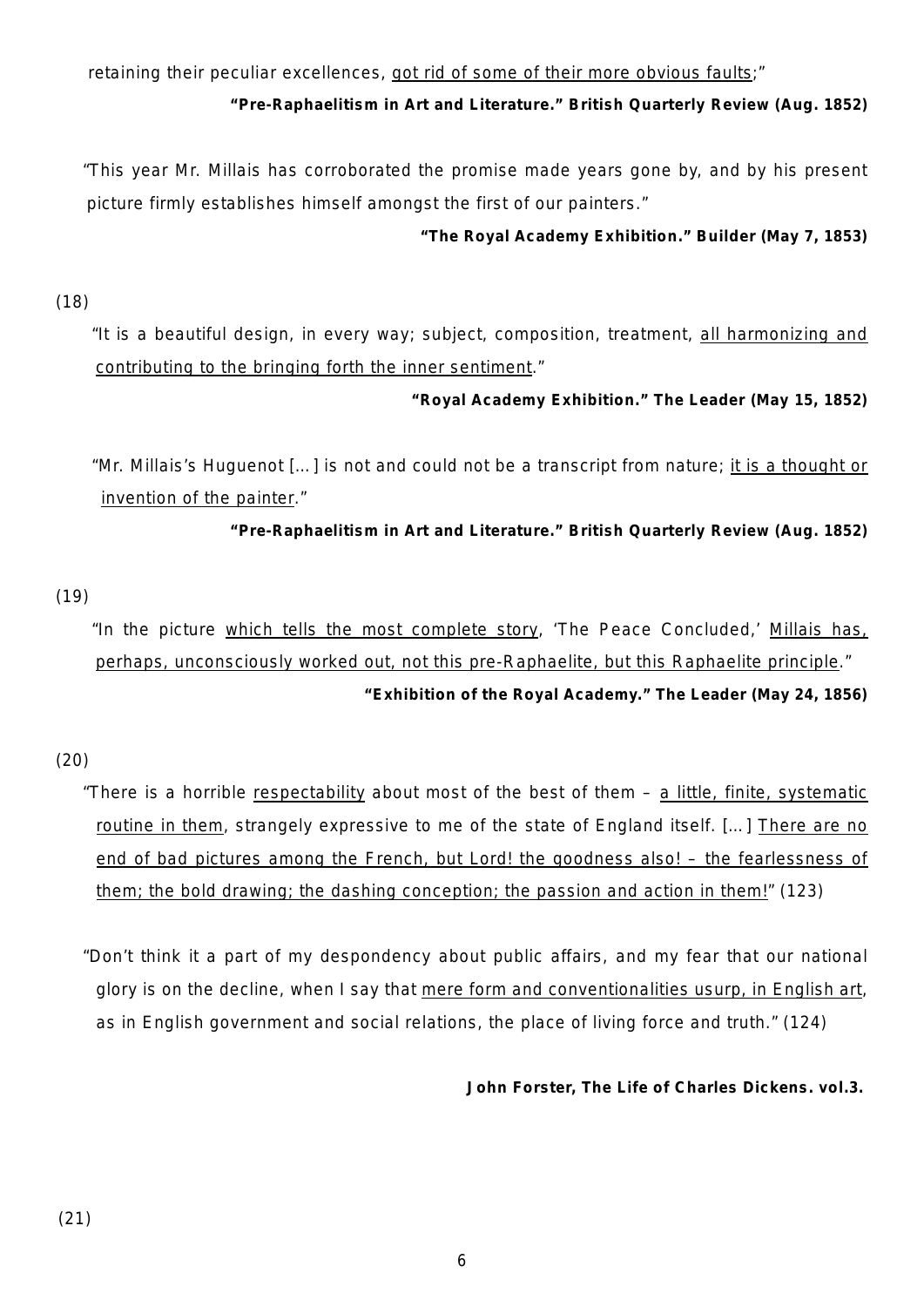retaining their peculiar excellences, <u>got rid of some of their more obvious faults</u>;"

**"Pre-Raphaelitism in Art and Literature." British Quarterly Review (Aug. 1852)**

"This year Mr. Millais has corroborated the promise made years gone by, and by his present picture firmly establishes himself amongst the first of our painters."

**"The Royal Academy Exhibition." Builder (May 7, 1853)**

(18)

"It is a beautiful design, in every way; subject, composition, treatment, <u>all harmonizing and contributing to the bringing forth the inner sentiment</u>."

**"Royal Academy Exhibition." The Leader (May 15, 1852)**

"Mr. Millais's Huguenot [...] is not and could not be a transcript from nature; <u>it is a thought or invention of the painter</u>."

**"Pre-Raphaelitism in Art and Literature." British Quarterly Review (Aug. 1852)**

(19)

"In the picture <u>which tells the most complete story</u>, 'The Peace Concluded,' <u>Millais has, perhaps, unconsciously worked out, not this pre-Raphaelite, but this Raphaelite principle</u>."

**"Exhibition of the Royal Academy." The Leader (May 24, 1856)**

(20)

"There is a horrible <u>respectability</u> about most of the best of them – <u>a little, finite, systematic routine in them</u>, strangely expressive to me of the state of England itself. [...] <u>There are no end of bad pictures among the French, but Lord! the goodness also! – the fearlessness of them; the bold drawing; the dashing conception; the passion and action in them!</u>" (123)

"Don't think it a part of my despondency about public affairs, and my fear that our national glory is on the decline, when I say that <u>mere form and conventionalities usurp, in English art</u>, as in English government and social relations, the place of living force and truth." (124)

**John Forster, The Life of Charles Dickens. vol.3.**

(21)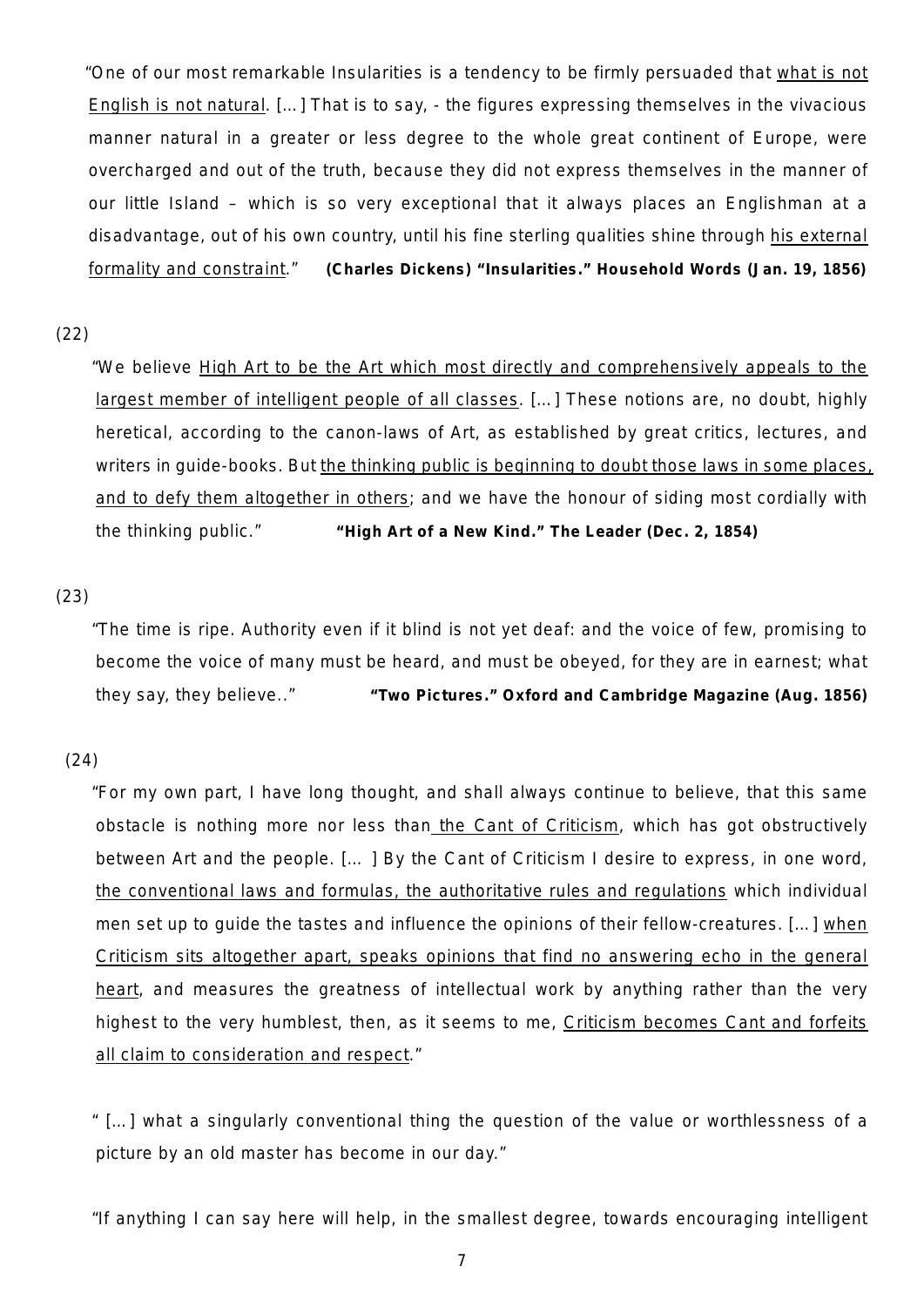"One of our most remarkable Insularities is a tendency to be firmly persuaded that <u>what is not English is not natural</u>. [...] That is to say, - the figures expressing themselves in the vivacious manner natural in a greater or less degree to the whole great continent of Europe, were overcharged and out of the truth, because they did not express themselves in the manner of our little Island – which is so very exceptional that it always places an Englishman at a disadvantage, out of his own country, until his fine sterling qualities shine through <u>his external formality and constraint</u>." **(Charles Dickens) "Insularities." Household Words (Jan. 19, 1856)**

(22)

"We believe <u>High Art to be the Art which most directly and comprehensively appeals to the largest member of intelligent people of all classes</u>. [...] These notions are, no doubt, highly heretical, according to the canon-laws of Art, as established by great critics, lectures, and writers in guide-books. But <u>the thinking public is beginning to doubt those laws in some places, and to defy them altogether in others</u>; and we have the honour of siding most cordially with the thinking public." **"High Art of a New Kind." The Leader (Dec. 2, 1854)**

(23)

"The time is ripe. Authority even if it blind is not yet deaf: and the voice of few, promising to become the voice of many must be heard, and must be obeyed, for they are in earnest; what they say, they believe.." **"Two Pictures." Oxford and Cambridge Magazine (Aug. 1856)**

(24)

"For my own part, I have long thought, and shall always continue to believe, that this same obstacle is nothing more nor less than <u>the Cant of Criticism</u>, which has got obstructively between Art and the people. [... ] By the Cant of Criticism I desire to express, in one word, <u>the conventional laws and formulas, the authoritative rules and regulations</u> which individual men set up to guide the tastes and influence the opinions of their fellow-creatures. [...] <u>when Criticism sits altogether apart, speaks opinions that find no answering echo in the general heart</u>, and measures the greatness of intellectual work by anything rather than the very highest to the very humblest, then, as it seems to me, <u>Criticism becomes Cant and forfeits all claim to consideration and respect</u>."

" [...] what a singularly conventional thing the question of the value or worthlessness of a picture by an old master has become in our day."

"If anything I can say here will help, in the smallest degree, towards encouraging intelligent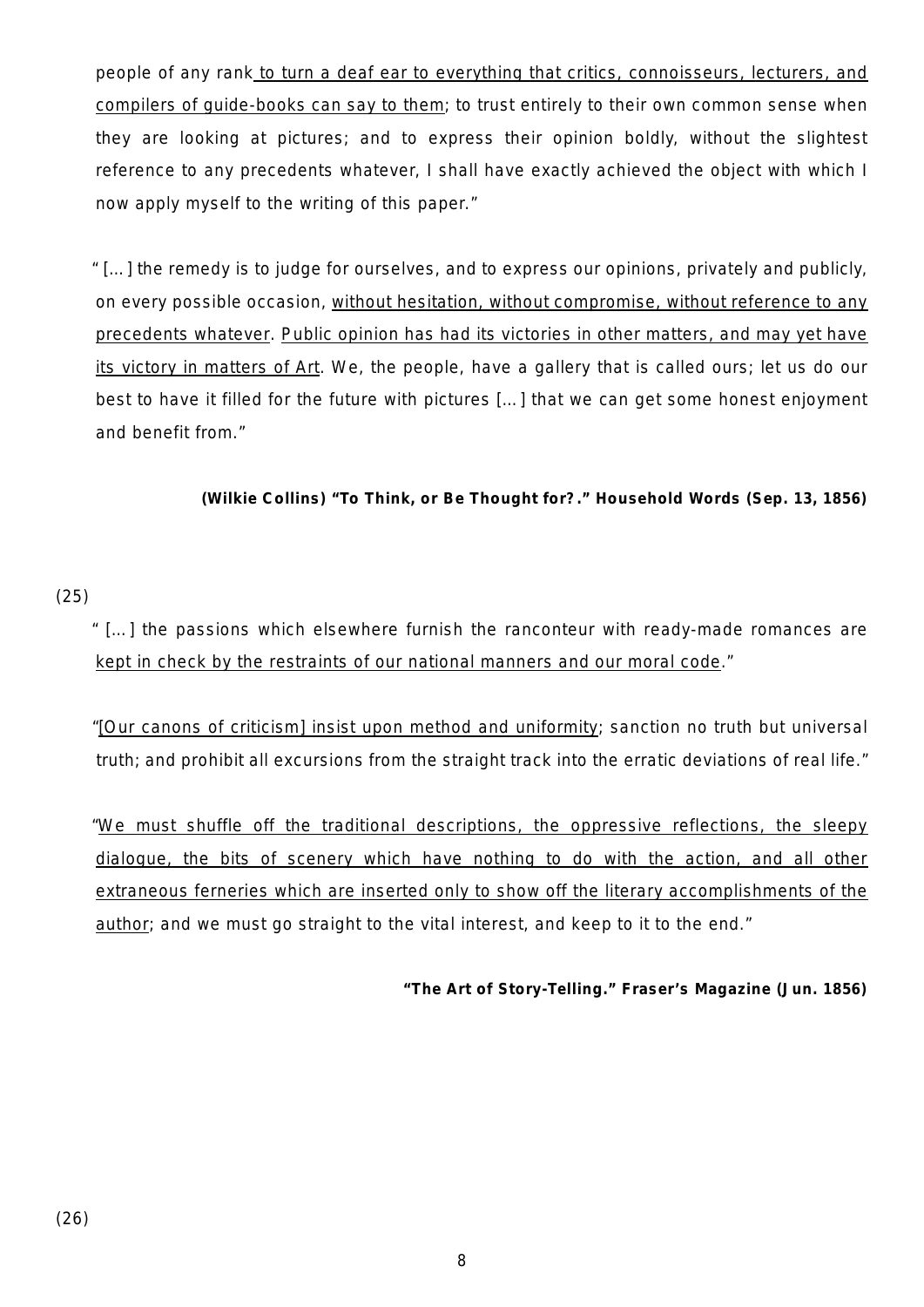people of any rank <u>to turn a deaf ear to everything that critics, connoisseurs, lecturers, and compilers of guide-books can say to them</u>; to trust entirely to their own common sense when they are looking at pictures; and to express their opinion boldly, without the slightest reference to any precedents whatever, I shall have exactly achieved the object with which I now apply myself to the writing of this paper."

"[…] the remedy is to judge for ourselves, and to express our opinions, privately and publicly, on every possible occasion, <u>without hesitation, without compromise, without reference to any precedents whatever</u>. <u>Public opinion has had its victories in other matters, and may yet have its victory in matters of Art</u>. We, the people, have a gallery that is called ours; let us do our best to have it filled for the future with pictures […] that we can get some honest enjoyment and benefit from."

**(Wilkie Collins) "To Think, or Be Thought for?." Household Words (Sep. 13, 1856)**

(25)

"[…] the passions which elsewhere furnish the ranconteur with ready-made romances are <u>kept in check by the restraints of our national manners and our moral code</u>."

"<u>[Our canons of criticism] insist upon method and uniformity</u>; sanction no truth but universal truth; and prohibit all excursions from the straight track into the erratic deviations of real life."

"<u>We must shuffle off the traditional descriptions, the oppressive reflections, the sleepy dialogue, the bits of scenery which have nothing to do with the action, and all other extraneous ferneries which are inserted only to show off the literary accomplishments of the author</u>; and we must go straight to the vital interest, and keep to it to the end."

**"The Art of Story-Telling." Fraser's Magazine (Jun. 1856)**

(26)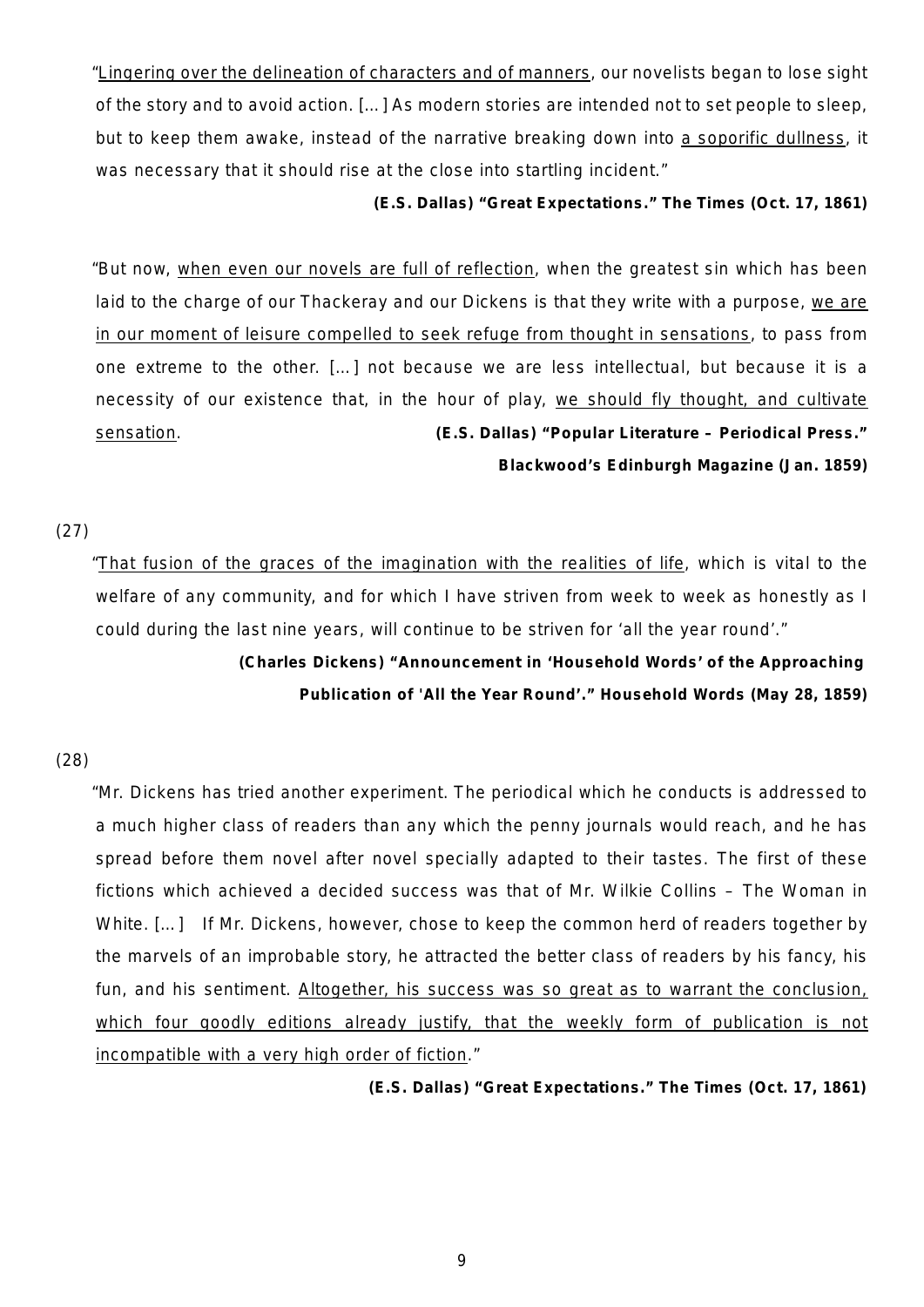"Lingering over the delineation of characters and of manners, our novelists began to lose sight of the story and to avoid action. [...] As modern stories are intended not to set people to sleep, but to keep them awake, instead of the narrative breaking down into a soporific dullness, it was necessary that it should rise at the close into startling incident."

**(E.S. Dallas) "Great Expectations." The Times (Oct. 17, 1861)**

"But now, when even our novels are full of reflection, when the greatest sin which has been laid to the charge of our Thackeray and our Dickens is that they write with a purpose, we are in our moment of leisure compelled to seek refuge from thought in sensations, to pass from one extreme to the other. [...] not because we are less intellectual, but because it is a necessity of our existence that, in the hour of play, we should fly thought, and cultivate sensation.

**(E.S. Dallas) "Popular Literature – Periodical Press." Blackwood's Edinburgh Magazine (Jan. 1859)**

(27)

"That fusion of the graces of the imagination with the realities of life, which is vital to the welfare of any community, and for which I have striven from week to week as honestly as I could during the last nine years, will continue to be striven for 'all the year round'."

**(Charles Dickens) "Announcement in 'Household Words' of the Approaching Publication of 'All the Year Round'." Household Words (May 28, 1859)**

(28)

"Mr. Dickens has tried another experiment. The periodical which he conducts is addressed to a much higher class of readers than any which the penny journals would reach, and he has spread before them novel after novel specially adapted to their tastes. The first of these fictions which achieved a decided success was that of Mr. Wilkie Collins – The Woman in White. [...] If Mr. Dickens, however, chose to keep the common herd of readers together by the marvels of an improbable story, he attracted the better class of readers by his fancy, his fun, and his sentiment. Altogether, his success was so great as to warrant the conclusion, which four goodly editions already justify, that the weekly form of publication is not incompatible with a very high order of fiction."

**(E.S. Dallas) "Great Expectations." The Times (Oct. 17, 1861)**